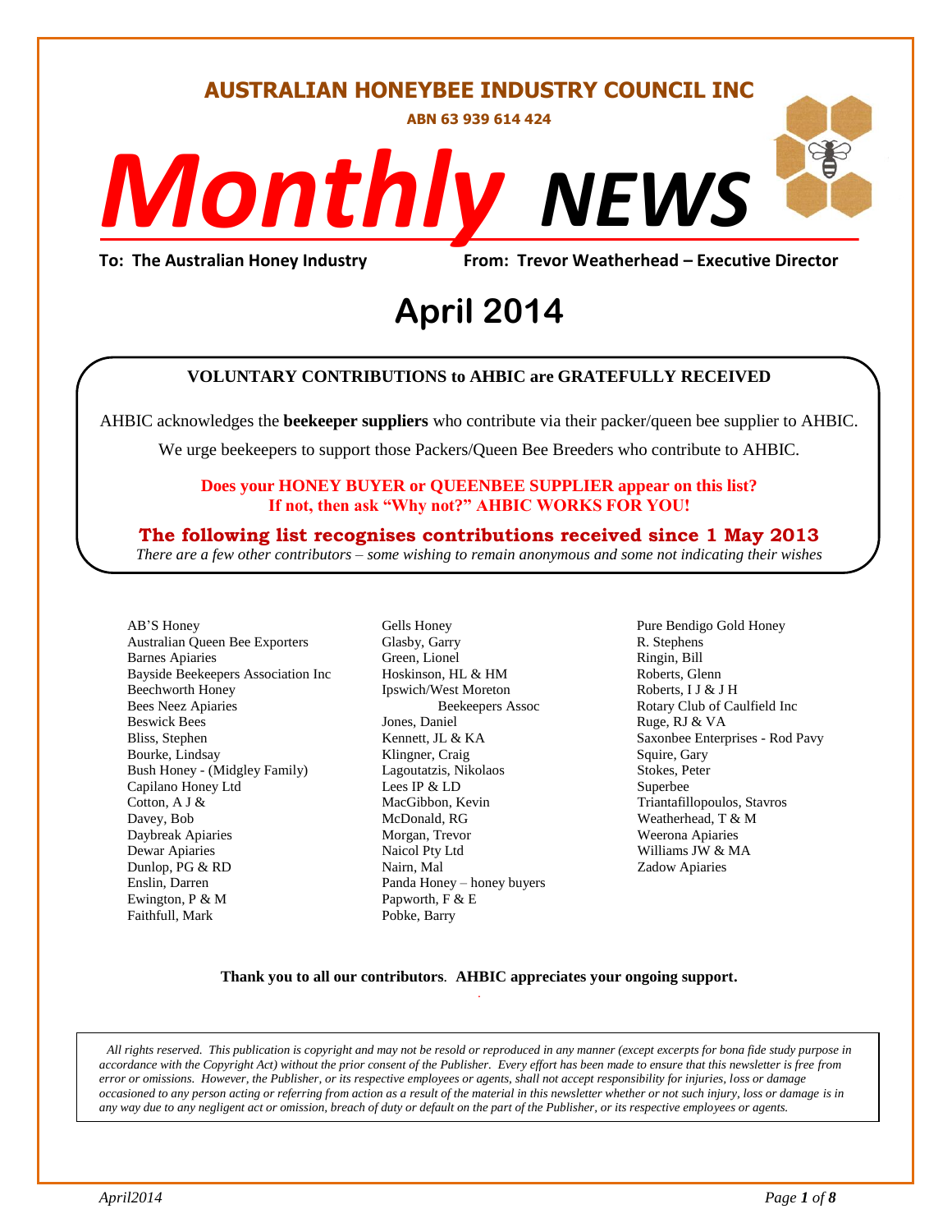# AUSTRALIAN HONEYBEE INDUSTRY COUNCIL INC

**ABN 63 939 614 424**

# *Monthly* *NEWS*

**To: The Australian Honey Industry** **From: Trevor Weatherhead – Executive Director**

## April 2014

**VOLUNTARY CONTRIBUTIONS to AHBIC are GRATEFULLY RECEIVED**

AHBIC acknowledges the **beekeeper suppliers** who contribute via their packer/queen bee supplier to AHBIC.

We urge beekeepers to support those Packers/Queen Bee Breeders who contribute to AHBIC.

**Does your HONEY BUYER or QUEENBEE SUPPLIER appear on this list?**
**If not, then ask "Why not?" AHBIC WORKS FOR YOU!**

**The following list recognises contributions received since 1 May 2013**

*There are a few other contributors – some wishing to remain anonymous and some not indicating their wishes*

- AB'S Honey
- Australian Queen Bee Exporters
- Barnes Apiaries
- Bayside Beekeepers Association Inc
- Beechworth Honey
- Bees Neez Apiaries
- Beswick Bees
- Bliss, Stephen
- Bourke, Lindsay
- Bush Honey - (Midgley Family)
- Capilano Honey Ltd
- Cotton, A J &
- Davey, Bob
- Daybreak Apiaries
- Dewar Apiaries
- Dunlop, PG & RD
- Enslin, Darren
- Ewington, P & M
- Faithfull, Mark
- Gells Honey
- Glasby, Garry
- Green, Lionel
- Hoskinson, HL & HM
- Ipswich/West Moreton Beekeepers Assoc
- Jones, Daniel
- Kennett, JL & KA
- Klingner, Craig
- Lagoutatzis, Nikolaos
- Lees IP & LD
- MacGibbon, Kevin
- McDonald, RG
- Morgan, Trevor
- Naicol Pty Ltd
- Nairn, Mal
- Panda Honey – honey buyers
- Papworth, F & E
- Pobke, Barry
- Pure Bendigo Gold Honey
- R. Stephens
- Ringin, Bill
- Roberts, Glenn
- Roberts, I J & J H
- Rotary Club of Caulfield Inc
- Ruge, RJ & VA
- Saxonbee Enterprises - Rod Pavy
- Squire, Gary
- Stokes, Peter
- Superbee
- Triantafillopoulos, Stavros
- Weatherhead, T & M
- Weerona Apiaries
- Williams JW & MA
- Zadow Apiaries

**Thank you to all our contributors**. **AHBIC appreciates your ongoing support.**

*All rights reserved. This publication is copyright and may not be resold or reproduced in any manner (except excerpts for bona fide study purpose in accordance with the Copyright Act) without the prior consent of the Publisher. Every effort has been made to ensure that this newsletter is free from error or omissions. However, the Publisher, or its respective employees or agents, shall not accept responsibility for injuries, loss or damage occasioned to any person acting or referring from action as a result of the material in this newsletter whether or not such injury, loss or damage is in any way due to any negligent act or omission, breach of duty or default on the part of the Publisher, or its respective employees or agents.*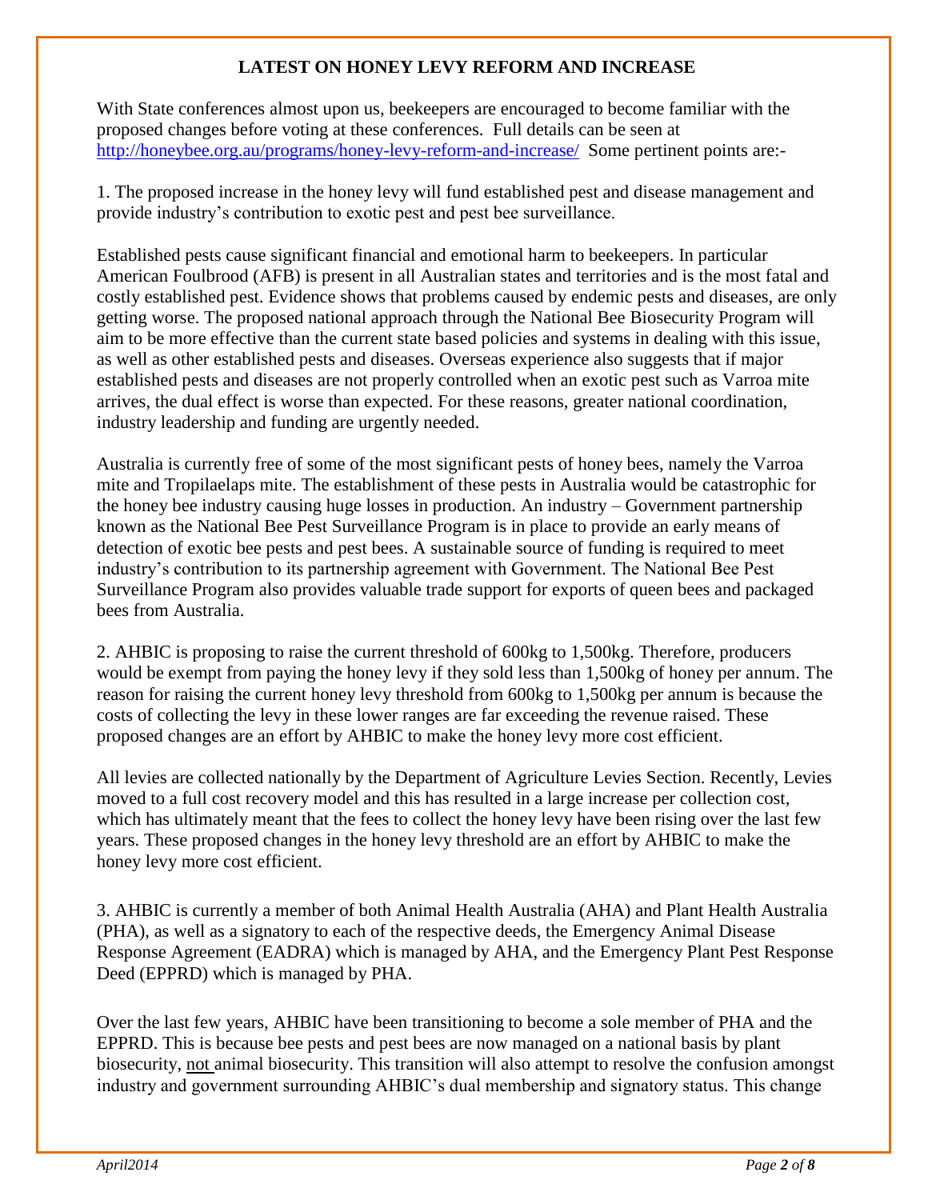## LATEST ON HONEY LEVY REFORM AND INCREASE

With State conferences almost upon us, beekeepers are encouraged to become familiar with the proposed changes before voting at these conferences. Full details can be seen at http://honeybee.org.au/programs/honey-levy-reform-and-increase/ Some pertinent points are:-

1. The proposed increase in the honey levy will fund established pest and disease management and provide industry's contribution to exotic pest and pest bee surveillance.

Established pests cause significant financial and emotional harm to beekeepers. In particular American Foulbrood (AFB) is present in all Australian states and territories and is the most fatal and costly established pest. Evidence shows that problems caused by endemic pests and diseases, are only getting worse. The proposed national approach through the National Bee Biosecurity Program will aim to be more effective than the current state based policies and systems in dealing with this issue, as well as other established pests and diseases. Overseas experience also suggests that if major established pests and diseases are not properly controlled when an exotic pest such as Varroa mite arrives, the dual effect is worse than expected. For these reasons, greater national coordination, industry leadership and funding are urgently needed.

Australia is currently free of some of the most significant pests of honey bees, namely the Varroa mite and Tropilaelaps mite. The establishment of these pests in Australia would be catastrophic for the honey bee industry causing huge losses in production. An industry – Government partnership known as the National Bee Pest Surveillance Program is in place to provide an early means of detection of exotic bee pests and pest bees. A sustainable source of funding is required to meet industry's contribution to its partnership agreement with Government. The National Bee Pest Surveillance Program also provides valuable trade support for exports of queen bees and packaged bees from Australia.

2. AHBIC is proposing to raise the current threshold of 600kg to 1,500kg. Therefore, producers would be exempt from paying the honey levy if they sold less than 1,500kg of honey per annum. The reason for raising the current honey levy threshold from 600kg to 1,500kg per annum is because the costs of collecting the levy in these lower ranges are far exceeding the revenue raised. These proposed changes are an effort by AHBIC to make the honey levy more cost efficient.

All levies are collected nationally by the Department of Agriculture Levies Section. Recently, Levies moved to a full cost recovery model and this has resulted in a large increase per collection cost, which has ultimately meant that the fees to collect the honey levy have been rising over the last few years. These proposed changes in the honey levy threshold are an effort by AHBIC to make the honey levy more cost efficient.

3. AHBIC is currently a member of both Animal Health Australia (AHA) and Plant Health Australia (PHA), as well as a signatory to each of the respective deeds, the Emergency Animal Disease Response Agreement (EADRA) which is managed by AHA, and the Emergency Plant Pest Response Deed (EPPRD) which is managed by PHA.

Over the last few years, AHBIC have been transitioning to become a sole member of PHA and the EPPRD. This is because bee pests and pest bees are now managed on a national basis by plant biosecurity, <u>not</u> animal biosecurity. This transition will also attempt to resolve the confusion amongst industry and government surrounding AHBIC's dual membership and signatory status. This change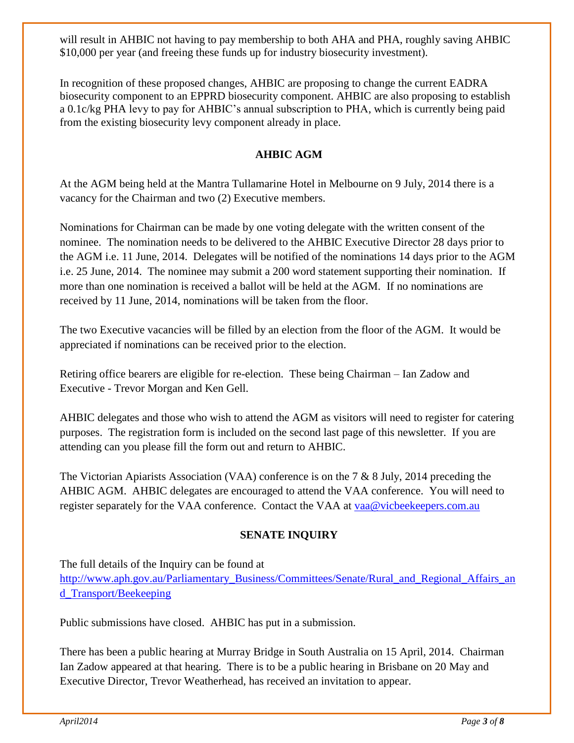will result in AHBIC not having to pay membership to both AHA and PHA, roughly saving AHBIC $10,000 per year (and freeing these funds up for industry biosecurity investment).

In recognition of these proposed changes, AHBIC are proposing to change the current EADRA biosecurity component to an EPPRD biosecurity component. AHBIC are also proposing to establish a 0.1c/kg PHA levy to pay for AHBIC's annual subscription to PHA, which is currently being paid from the existing biosecurity levy component already in place.

## AHBIC AGM

At the AGM being held at the Mantra Tullamarine Hotel in Melbourne on 9 July, 2014 there is a vacancy for the Chairman and two (2) Executive members.

Nominations for Chairman can be made by one voting delegate with the written consent of the nominee. The nomination needs to be delivered to the AHBIC Executive Director 28 days prior to the AGM i.e. 11 June, 2014. Delegates will be notified of the nominations 14 days prior to the AGM i.e. 25 June, 2014. The nominee may submit a 200 word statement supporting their nomination. If more than one nomination is received a ballot will be held at the AGM. If no nominations are received by 11 June, 2014, nominations will be taken from the floor.

The two Executive vacancies will be filled by an election from the floor of the AGM. It would be appreciated if nominations can be received prior to the election.

Retiring office bearers are eligible for re-election. These being Chairman – Ian Zadow and Executive - Trevor Morgan and Ken Gell.

AHBIC delegates and those who wish to attend the AGM as visitors will need to register for catering purposes. The registration form is included on the second last page of this newsletter. If you are attending can you please fill the form out and return to AHBIC.

The Victorian Apiarists Association (VAA) conference is on the 7 & 8 July, 2014 preceding the AHBIC AGM. AHBIC delegates are encouraged to attend the VAA conference. You will need to register separately for the VAA conference. Contact the VAA at [vaa@vicbeekeepers.com.au](mailto:vaa@vicbeekeepers.com.au)

## SENATE INQUIRY

The full details of the Inquiry can be found at [http://www.aph.gov.au/Parliamentary_Business/Committees/Senate/Rural_and_Regional_Affairs_and_Transport/Beekeeping](http://www.aph.gov.au/Parliamentary_Business/Committees/Senate/Rural_and_Regional_Affairs_and_Transport/Beekeeping)

Public submissions have closed. AHBIC has put in a submission.

There has been a public hearing at Murray Bridge in South Australia on 15 April, 2014. Chairman Ian Zadow appeared at that hearing. There is to be a public hearing in Brisbane on 20 May and Executive Director, Trevor Weatherhead, has received an invitation to appear.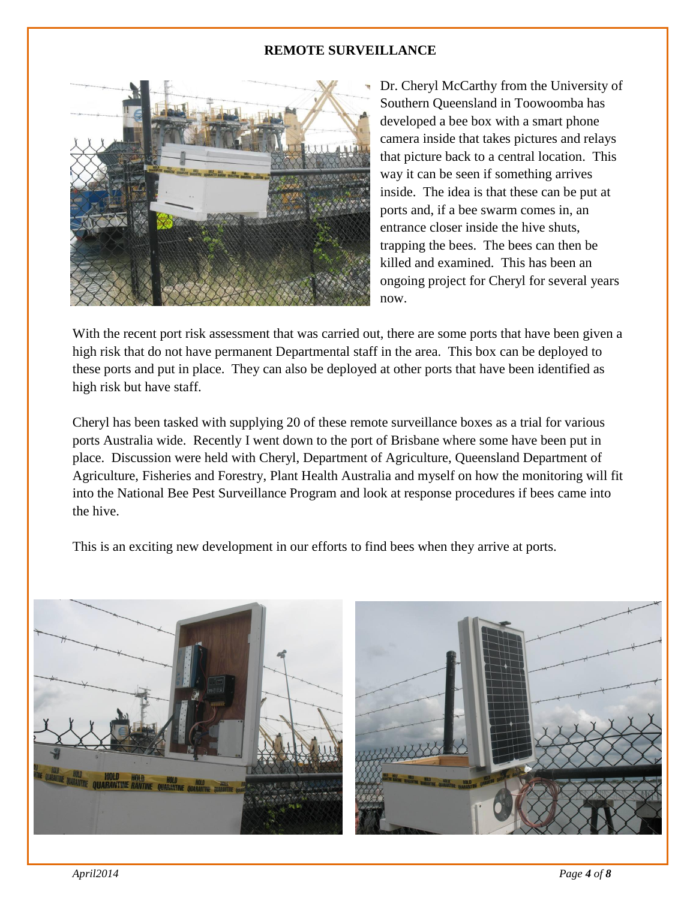## REMOTE SURVEILLANCE

Dr. Cheryl McCarthy from the University of Southern Queensland in Toowoomba has developed a bee box with a smart phone camera inside that takes pictures and relays that picture back to a central location. This way it can be seen if something arrives inside. The idea is that these can be put at ports and, if a bee swarm comes in, an entrance closer inside the hive shuts, trapping the bees. The bees can then be killed and examined. This has been an ongoing project for Cheryl for several years now.

With the recent port risk assessment that was carried out, there are some ports that have been given a high risk that do not have permanent Departmental staff in the area. This box can be deployed to these ports and put in place. They can also be deployed at other ports that have been identified as high risk but have staff.

Cheryl has been tasked with supplying 20 of these remote surveillance boxes as a trial for various ports Australia wide. Recently I went down to the port of Brisbane where some have been put in place. Discussion were held with Cheryl, Department of Agriculture, Queensland Department of Agriculture, Fisheries and Forestry, Plant Health Australia and myself on how the monitoring will fit into the National Bee Pest Surveillance Program and look at response procedures if bees came into the hive.

This is an exciting new development in our efforts to find bees when they arrive at ports.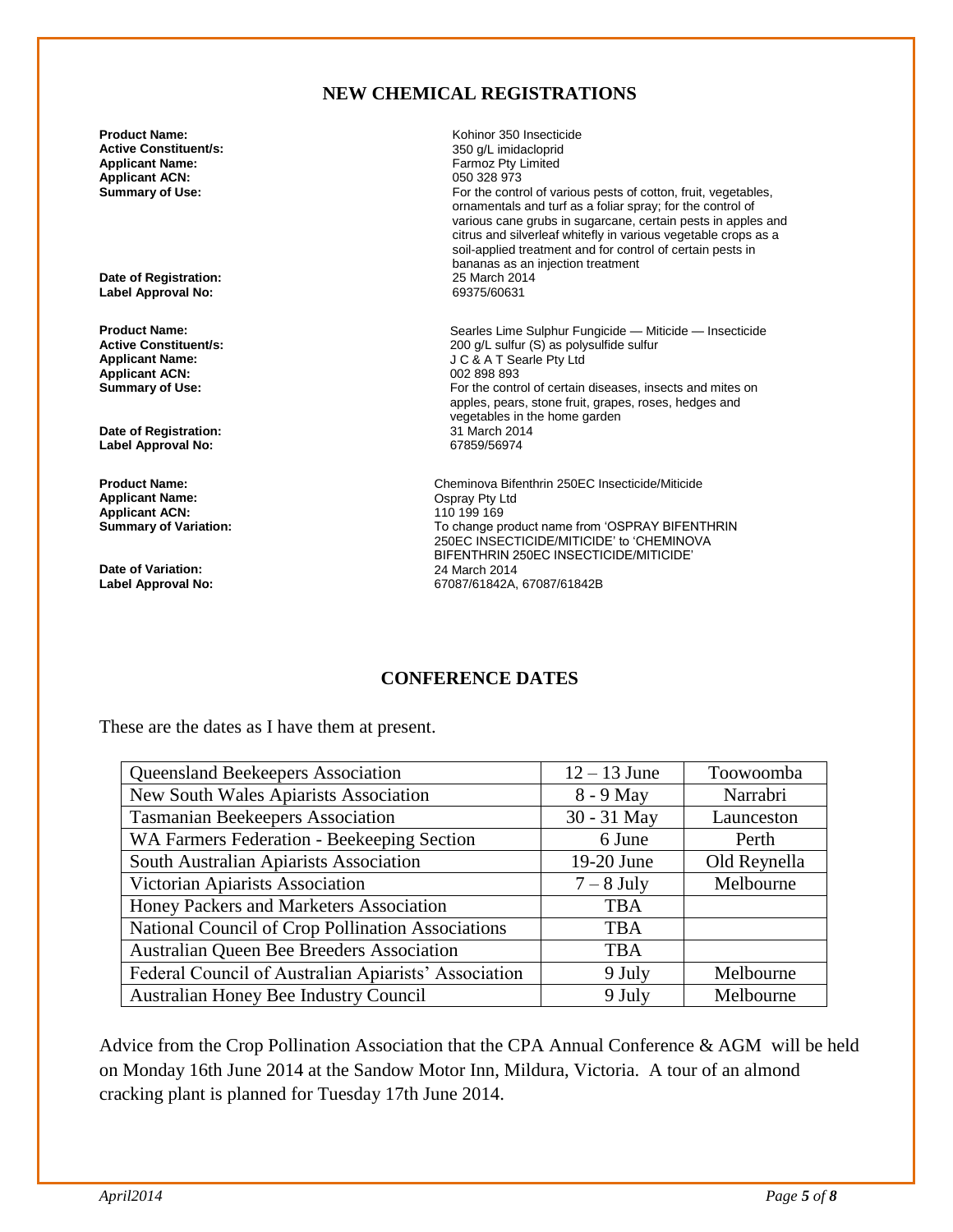## NEW CHEMICAL REGISTRATIONS

**Product Name:** Kohinor 350 Insecticide
**Active Constituent/s:** 350 g/L imidacloprid
**Applicant Name:** Farmoz Pty Limited
**Applicant ACN:** 050 328 973
**Summary of Use:** For the control of various pests of cotton, fruit, vegetables, ornamentals and turf as a foliar spray; for the control of various cane grubs in sugarcane, certain pests in apples and citrus and silverleaf whitefly in various vegetable crops as a soil-applied treatment and for control of certain pests in bananas as an injection treatment
**Date of Registration:** 25 March 2014
**Label Approval No:** 69375/60631

**Product Name:** Searles Lime Sulphur Fungicide — Miticide — Insecticide
**Active Constituent/s:** 200 g/L sulfur (S) as polysulfide sulfur
**Applicant Name:** J C & A T Searle Pty Ltd
**Applicant ACN:** 002 898 893
**Summary of Use:** For the control of certain diseases, insects and mites on apples, pears, stone fruit, grapes, roses, hedges and vegetables in the home garden
**Date of Registration:** 31 March 2014
**Label Approval No:** 67859/56974

**Product Name:** Cheminova Bifenthrin 250EC Insecticide/Miticide
**Applicant Name:** Ospray Pty Ltd
**Applicant ACN:** 110 199 169
**Summary of Variation:** To change product name from 'OSPRAY BIFENTHRIN 250EC INSECTICIDE/MITICIDE' to 'CHEMINOVA BIFENTHRIN 250EC INSECTICIDE/MITICIDE'
**Date of Variation:** 24 March 2014
**Label Approval No:** 67087/61842A, 67087/61842B

## CONFERENCE DATES

These are the dates as I have them at present.

| Association | Date | Location |
|---|---|---|
| Queensland Beekeepers Association | 12 – 13 June | Toowoomba |
| New South Wales Apiarists Association | 8 - 9 May | Narrabri |
| Tasmanian Beekeepers Association | 30 - 31 May | Launceston |
| WA Farmers Federation - Beekeeping Section | 6 June | Perth |
| South Australian Apiarists Association | 19-20 June | Old Reynella |
| Victorian Apiarists Association | 7 – 8 July | Melbourne |
| Honey Packers and Marketers Association | TBA | |
| National Council of Crop Pollination Associations | TBA | |
| Australian Queen Bee Breeders Association | TBA | |
| Federal Council of Australian Apiarists' Association | 9 July | Melbourne |
| Australian Honey Bee Industry Council | 9 July | Melbourne |

Advice from the Crop Pollination Association that the CPA Annual Conference & AGM will be held on Monday 16th June 2014 at the Sandow Motor Inn, Mildura, Victoria. A tour of an almond cracking plant is planned for Tuesday 17th June 2014.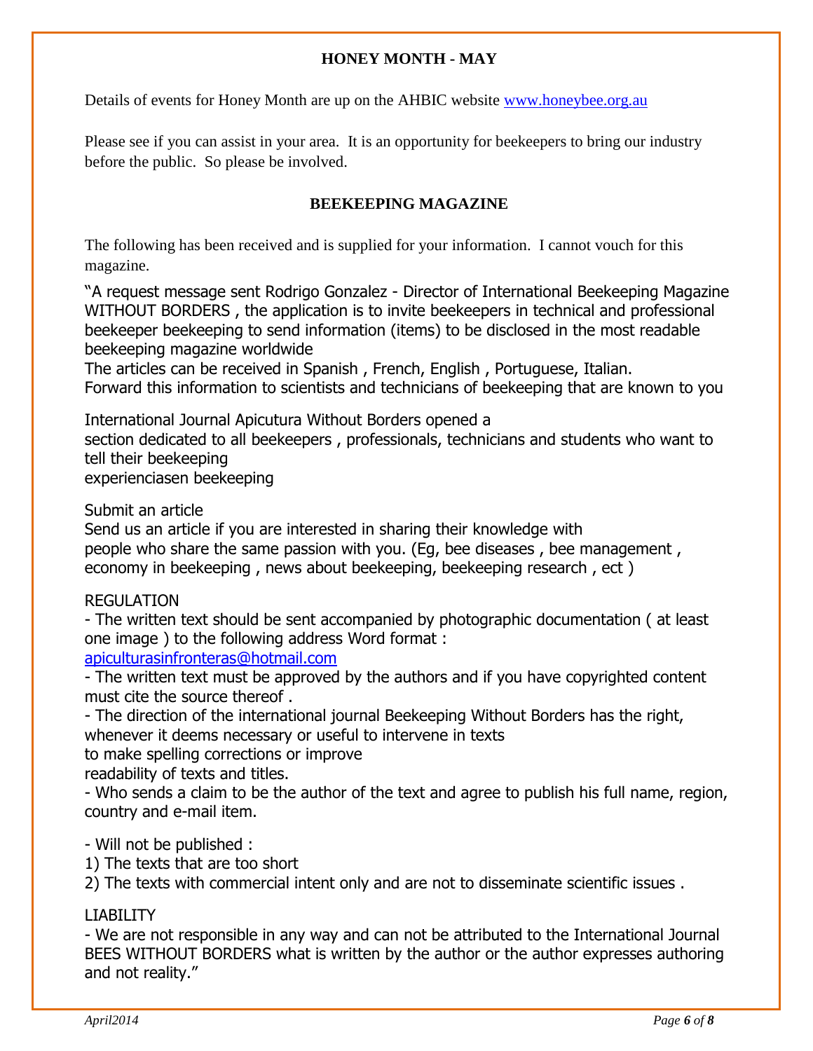## HONEY MONTH - MAY

Details of events for Honey Month are up on the AHBIC website [www.honeybee.org.au](http://www.honeybee.org.au)

Please see if you can assist in your area. It is an opportunity for beekeepers to bring our industry before the public. So please be involved.

## BEEKEEPING MAGAZINE

The following has been received and is supplied for your information. I cannot vouch for this magazine.

"A request message sent Rodrigo Gonzalez - Director of International Beekeeping Magazine WITHOUT BORDERS , the application is to invite beekeepers in technical and professional beekeeper beekeeping to send information (items) to be disclosed in the most readable beekeeping magazine worldwide
The articles can be received in Spanish , French, English , Portuguese, Italian.
Forward this information to scientists and technicians of beekeeping that are known to you

International Journal Apicutura Without Borders opened a
section dedicated to all beekeepers , professionals, technicians and students who want to tell their beekeeping
experienciasen beekeeping

Submit an article
Send us an article if you are interested in sharing their knowledge with
people who share the same passion with you. (Eg, bee diseases , bee management , economy in beekeeping , news about beekeeping, beekeeping research , ect )

REGULATION
- The written text should be sent accompanied by photographic documentation ( at least one image ) to the following address Word format :
[apiculturasinfronteras@hotmail.com](mailto:apiculturasinfronteras@hotmail.com)
- The written text must be approved by the authors and if you have copyrighted content must cite the source thereof .
- The direction of the international journal Beekeeping Without Borders has the right, whenever it deems necessary or useful to intervene in texts
to make spelling corrections or improve
readability of texts and titles.
- Who sends a claim to be the author of the text and agree to publish his full name, region, country and e-mail item.

- Will not be published :
1) The texts that are too short
2) The texts with commercial intent only and are not to disseminate scientific issues .

LIABILITY
- We are not responsible in any way and can not be attributed to the International Journal BEES WITHOUT BORDERS what is written by the author or the author expresses authoring and not reality."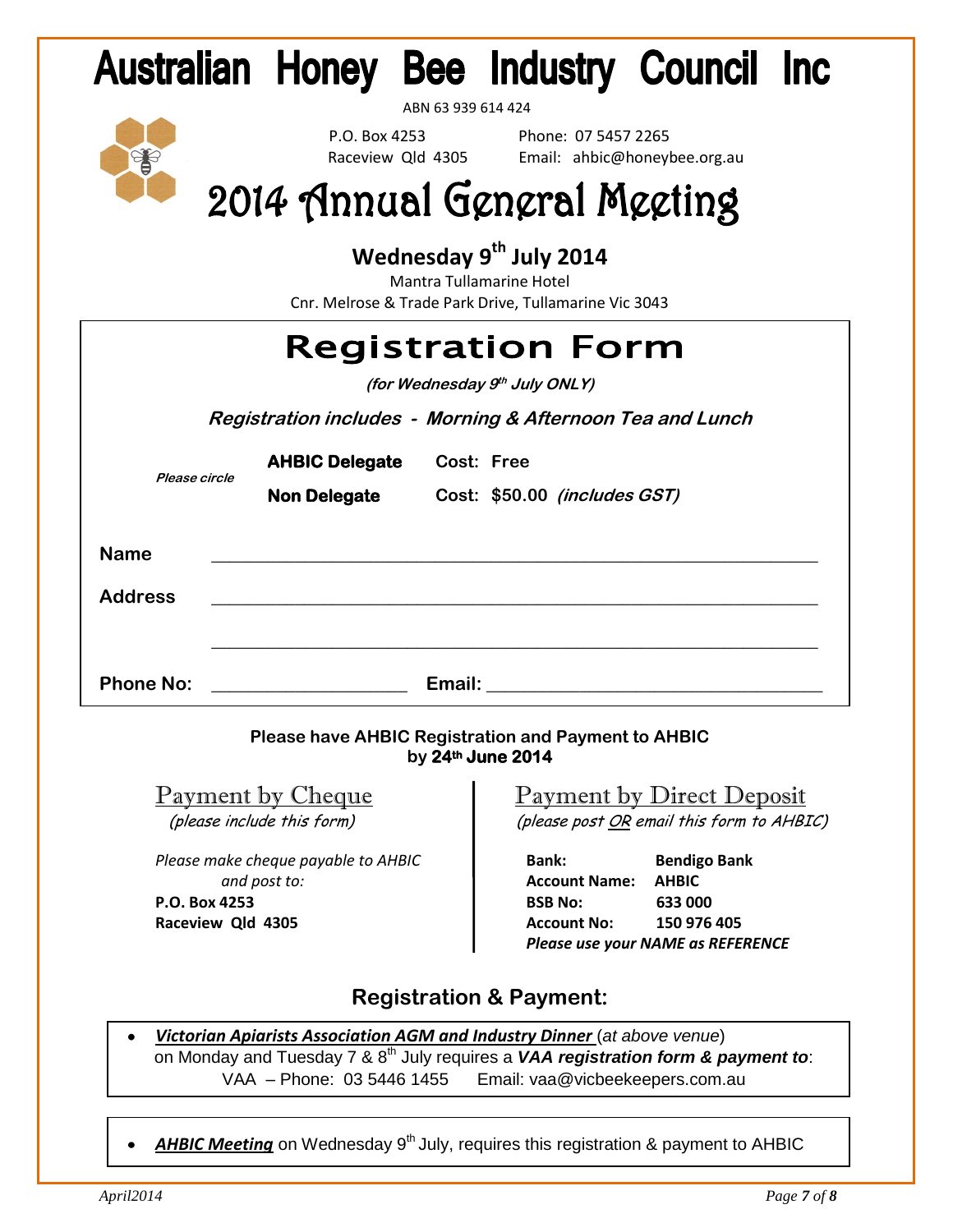# Australian Honey Bee Industry Council Inc

ABN 63 939 614 424

P.O. Box 4253
Raceview Qld 4305

Phone: 07 5457 2265
Email: ahbic@honeybee.org.au

# 2014 Annual General Meeting

**Wednesday 9th July 2014**

Mantra Tullamarine Hotel
Cnr. Melrose & Trade Park Drive, Tullamarine Vic 3043

## Registration Form

***(for Wednesday 9th July ONLY)***

***Registration includes - Morning & Afternoon Tea and Lunch***

| *Please circle* | **AHBIC Delegate** | **Cost: Free** |
|---|---|---|
| | **Non Delegate** | **Cost: $50.00 *(includes GST)*** |

**Name** ____________________________________________________________

**Address** ____________________________________________________________

____________________________________________________________

**Phone No:** ____________________ **Email:** ____________________________________

**Please have AHBIC Registration and Payment to AHBIC by 24th June 2014**

### Payment by Cheque

*(please include this form)*

*Please make cheque payable to AHBIC and post to:*
**P.O. Box 4253**
**Raceview Qld 4305**

### Payment by Direct Deposit

*(please post OR email this form to AHBIC)*

**Bank:** **Bendigo Bank**
**Account Name:** **AHBIC**
**BSB No:** **633 000**
**Account No:** **150 976 405**
***Please use your NAME as REFERENCE***

## Registration & Payment:

- ***Victorian Apiarists Association AGM and Industry Dinner*** (*at above venue*) on Monday and Tuesday 7 & 8th July requires a ***VAA registration form & payment to***: VAA – Phone: 03 5446 1455 Email: vaa@vicbeekeepers.com.au

- ***AHBIC Meeting*** on Wednesday 9th July, requires this registration & payment to AHBIC

*April2014*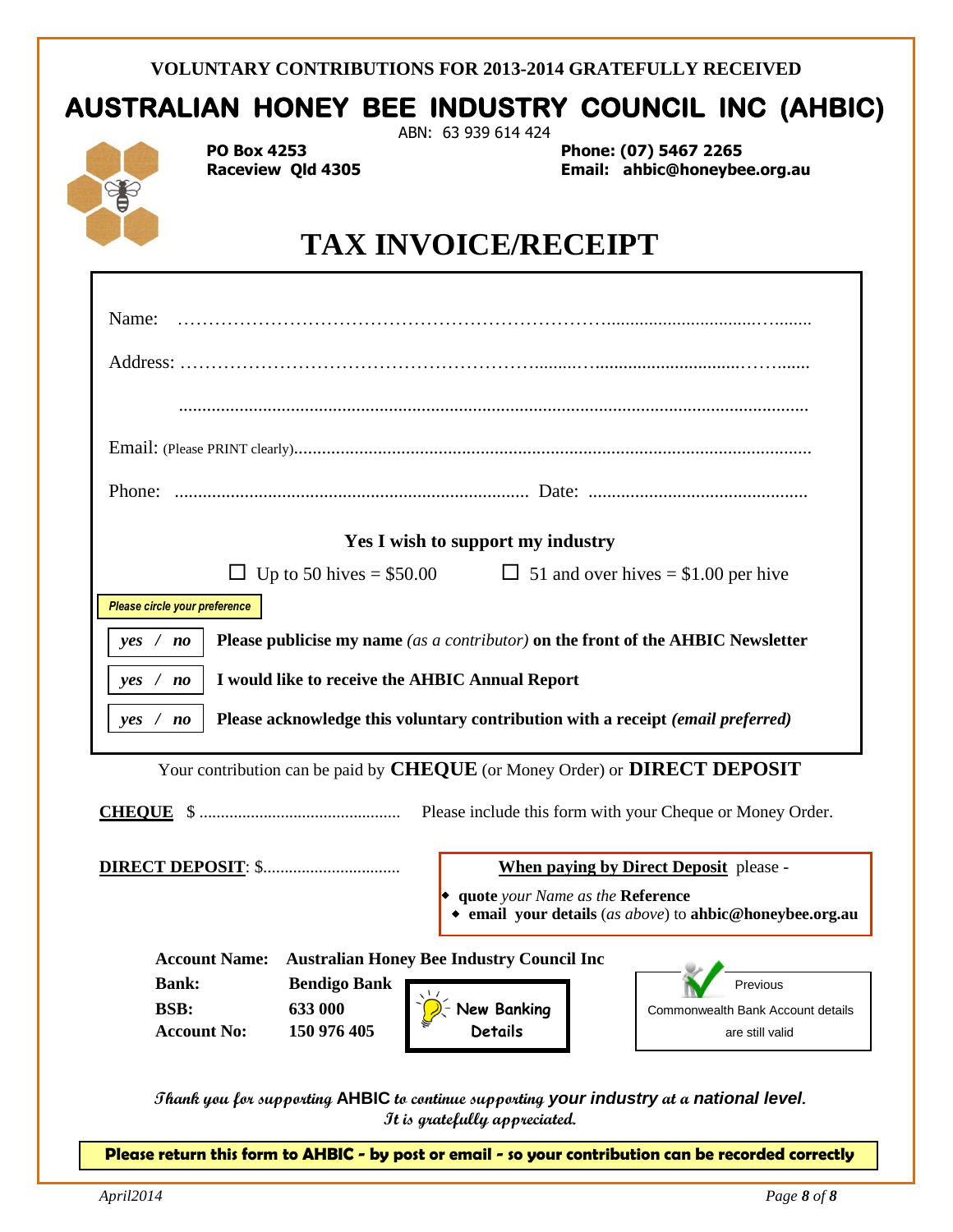VOLUNTARY CONTRIBUTIONS FOR 2013-2014 GRATEFULLY RECEIVED

# AUSTRALIAN HONEY BEE INDUSTRY COUNCIL INC (AHBIC)

ABN: 63 939 614 424

**PO Box 4253**
**Raceview Qld 4305**

**Phone: (07) 5467 2265**
**Email: ahbic@honeybee.org.au**

# TAX INVOICE/RECEIPT

Name: ……………………………………………………………………………………………

Address: ……………………………………………………………………………………………

……………………………………………………………………………………………

Email: (Please PRINT clearly)……………………………………………………………………

Phone: …………………………………………… Date: ……………………………………

**Yes I wish to support my industry**

☐ Up to 50 hives = $50.00 ☐ 51 and over hives = $1.00 per hive

***Please circle your preference***

*yes / no* **Please publicise my name** *(as a contributor)* **on the front of the AHBIC Newsletter**

*yes / no* **I would like to receive the AHBIC Annual Report**

*yes / no* **Please acknowledge this voluntary contribution with a receipt** ***(email preferred)***

Your contribution can be paid by **CHEQUE** (or Money Order) or **DIRECT DEPOSIT**

**CHEQUE** $ ……………………… Please include this form with your Cheque or Money Order.

**DIRECT DEPOSIT**: $………………………

**When paying by Direct Deposit** please -

- **quote** *your Name as the* **Reference**
- **email your details** (*as above*) to **ahbic@honeybee.org.au**

| | |
|---|---|
| **Account Name:** | **Australian Honey Bee Industry Council Inc** |
| **Bank:** | **Bendigo Bank** |
| **BSB:** | **633 000** |
| **Account No:** | **150 976 405** |

New Banking Details

Previous Commonwealth Bank Account details are still valid

***Thank you for supporting AHBIC to continue supporting your industry at a national level.***
***It is gratefully appreciated.***

**Please return this form to AHBIC - by post or email - so your contribution can be recorded correctly**

*April2014*